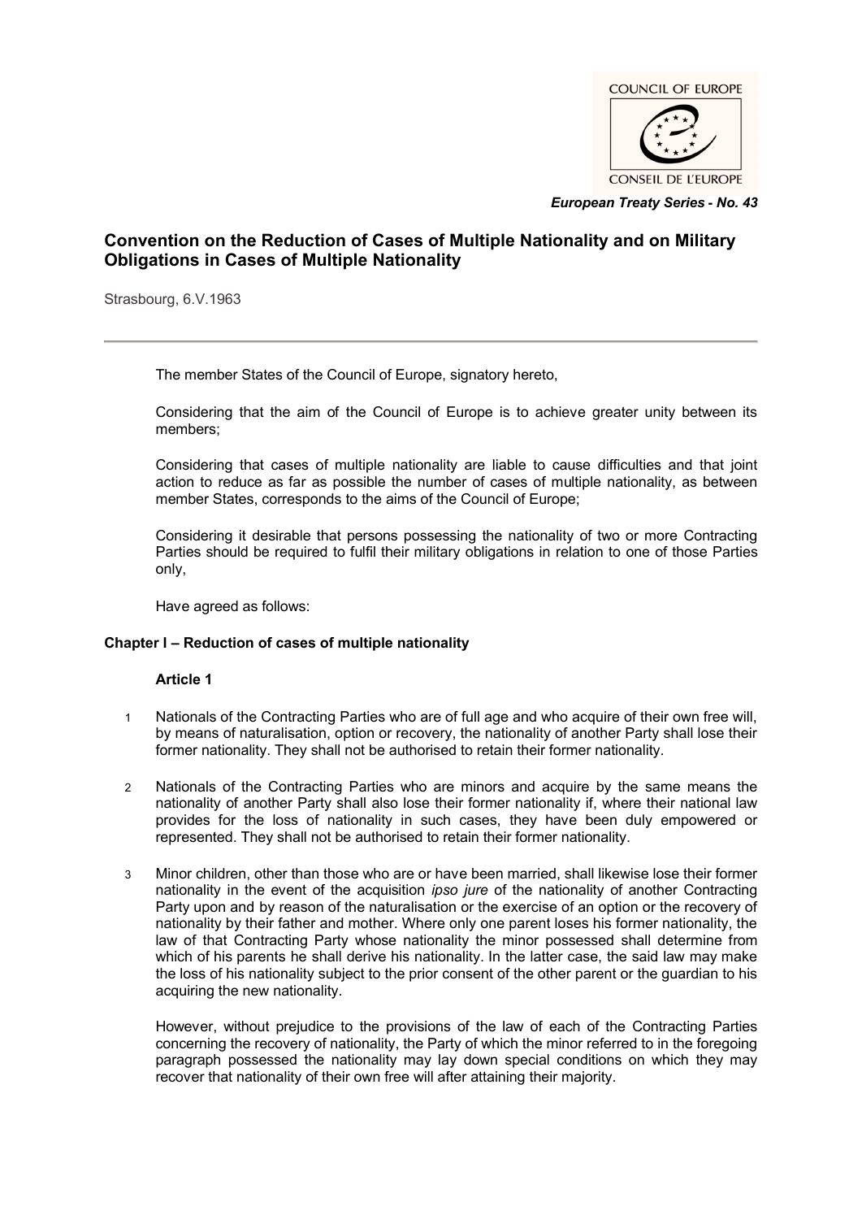COUNCIL OF EUROPE

CONSEIL DE L'EUROPE

*European Treaty Series - No. 43*

# Convention on the Reduction of Cases of Multiple Nationality and on Military Obligations in Cases of Multiple Nationality

Strasbourg, 6.V.1963

---

The member States of the Council of Europe, signatory hereto,

Considering that the aim of the Council of Europe is to achieve greater unity between its members;

Considering that cases of multiple nationality are liable to cause difficulties and that joint action to reduce as far as possible the number of cases of multiple nationality, as between member States, corresponds to the aims of the Council of Europe;

Considering it desirable that persons possessing the nationality of two or more Contracting Parties should be required to fulfil their military obligations in relation to one of those Parties only,

Have agreed as follows:

## Chapter I – Reduction of cases of multiple nationality

### Article 1

1 Nationals of the Contracting Parties who are of full age and who acquire of their own free will, by means of naturalisation, option or recovery, the nationality of another Party shall lose their former nationality. They shall not be authorised to retain their former nationality.

2 Nationals of the Contracting Parties who are minors and acquire by the same means the nationality of another Party shall also lose their former nationality if, where their national law provides for the loss of nationality in such cases, they have been duly empowered or represented. They shall not be authorised to retain their former nationality.

3 Minor children, other than those who are or have been married, shall likewise lose their former nationality in the event of the acquisition *ipso jure* of the nationality of another Contracting Party upon and by reason of the naturalisation or the exercise of an option or the recovery of nationality by their father and mother. Where only one parent loses his former nationality, the law of that Contracting Party whose nationality the minor possessed shall determine from which of his parents he shall derive his nationality. In the latter case, the said law may make the loss of his nationality subject to the prior consent of the other parent or the guardian to his acquiring the new nationality.

However, without prejudice to the provisions of the law of each of the Contracting Parties concerning the recovery of nationality, the Party of which the minor referred to in the foregoing paragraph possessed the nationality may lay down special conditions on which they may recover that nationality of their own free will after attaining their majority.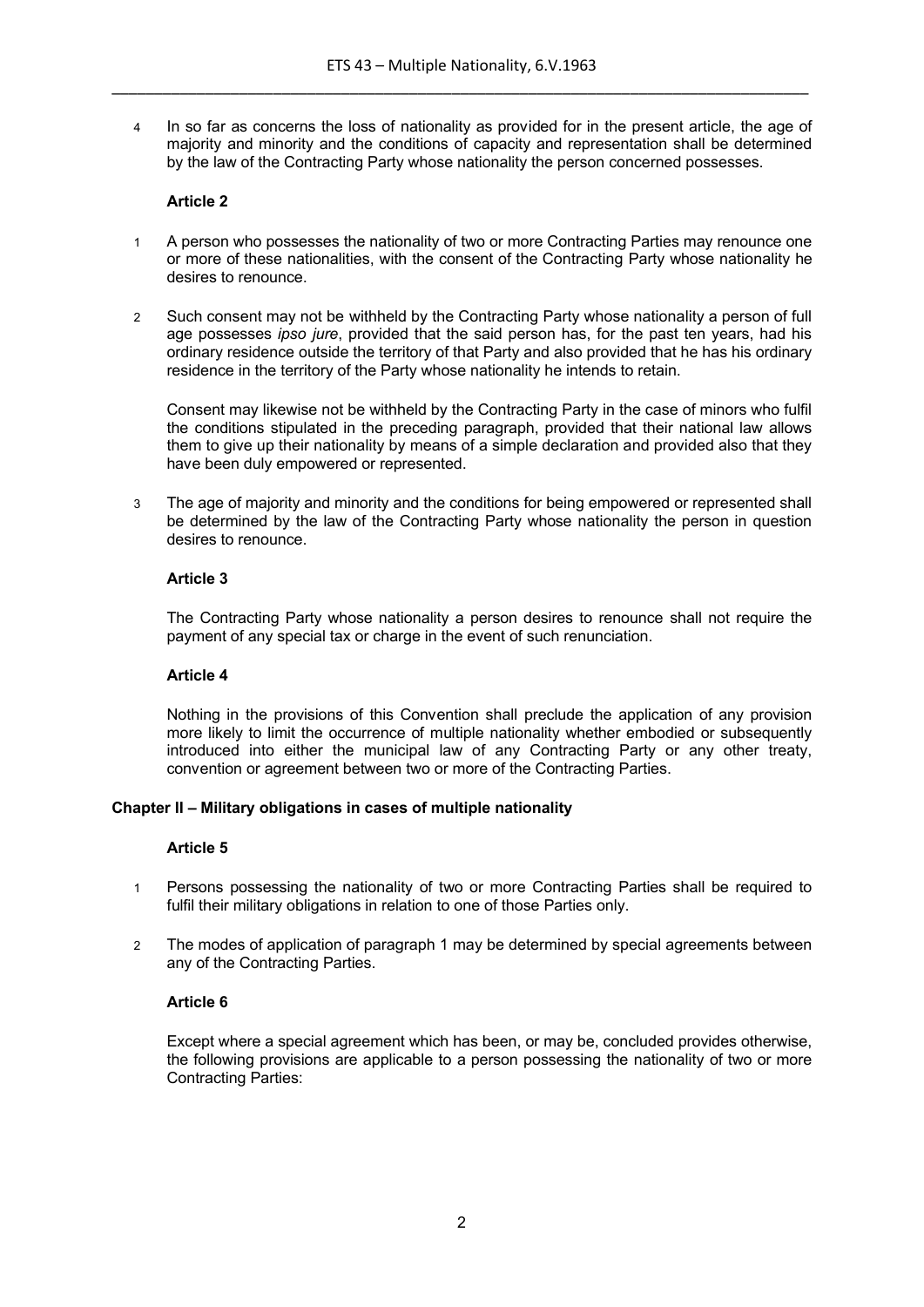4 In so far as concerns the loss of nationality as provided for in the present article, the age of majority and minority and the conditions of capacity and representation shall be determined by the law of the Contracting Party whose nationality the person concerned possesses.

**Article 2**

1 A person who possesses the nationality of two or more Contracting Parties may renounce one or more of these nationalities, with the consent of the Contracting Party whose nationality he desires to renounce.

2 Such consent may not be withheld by the Contracting Party whose nationality a person of full age possesses *ipso jure*, provided that the said person has, for the past ten years, had his ordinary residence outside the territory of that Party and also provided that he has his ordinary residence in the territory of the Party whose nationality he intends to retain.

Consent may likewise not be withheld by the Contracting Party in the case of minors who fulfil the conditions stipulated in the preceding paragraph, provided that their national law allows them to give up their nationality by means of a simple declaration and provided also that they have been duly empowered or represented.

3 The age of majority and minority and the conditions for being empowered or represented shall be determined by the law of the Contracting Party whose nationality the person in question desires to renounce.

**Article 3**

The Contracting Party whose nationality a person desires to renounce shall not require the payment of any special tax or charge in the event of such renunciation.

**Article 4**

Nothing in the provisions of this Convention shall preclude the application of any provision more likely to limit the occurrence of multiple nationality whether embodied or subsequently introduced into either the municipal law of any Contracting Party or any other treaty, convention or agreement between two or more of the Contracting Parties.

**Chapter II – Military obligations in cases of multiple nationality**

**Article 5**

1 Persons possessing the nationality of two or more Contracting Parties shall be required to fulfil their military obligations in relation to one of those Parties only.

2 The modes of application of paragraph 1 may be determined by special agreements between any of the Contracting Parties.

**Article 6**

Except where a special agreement which has been, or may be, concluded provides otherwise, the following provisions are applicable to a person possessing the nationality of two or more Contracting Parties: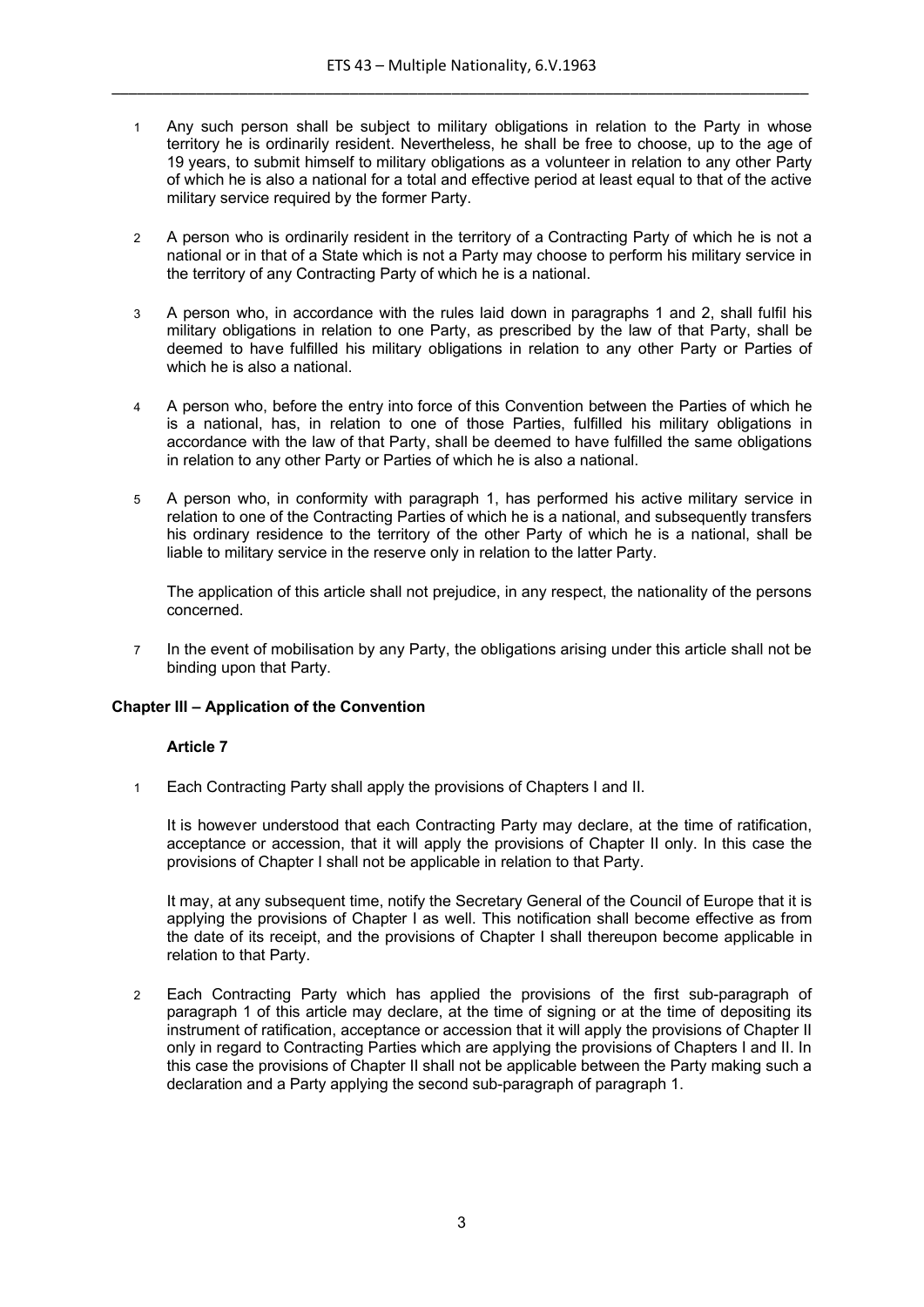1 Any such person shall be subject to military obligations in relation to the Party in whose territory he is ordinarily resident. Nevertheless, he shall be free to choose, up to the age of 19 years, to submit himself to military obligations as a volunteer in relation to any other Party of which he is also a national for a total and effective period at least equal to that of the active military service required by the former Party.

2 A person who is ordinarily resident in the territory of a Contracting Party of which he is not a national or in that of a State which is not a Party may choose to perform his military service in the territory of any Contracting Party of which he is a national.

3 A person who, in accordance with the rules laid down in paragraphs 1 and 2, shall fulfil his military obligations in relation to one Party, as prescribed by the law of that Party, shall be deemed to have fulfilled his military obligations in relation to any other Party or Parties of which he is also a national.

4 A person who, before the entry into force of this Convention between the Parties of which he is a national, has, in relation to one of those Parties, fulfilled his military obligations in accordance with the law of that Party, shall be deemed to have fulfilled the same obligations in relation to any other Party or Parties of which he is also a national.

5 A person who, in conformity with paragraph 1, has performed his active military service in relation to one of the Contracting Parties of which he is a national, and subsequently transfers his ordinary residence to the territory of the other Party of which he is a national, shall be liable to military service in the reserve only in relation to the latter Party.

The application of this article shall not prejudice, in any respect, the nationality of the persons concerned.

7 In the event of mobilisation by any Party, the obligations arising under this article shall not be binding upon that Party.

**Chapter III – Application of the Convention**

**Article 7**

1 Each Contracting Party shall apply the provisions of Chapters I and II.

It is however understood that each Contracting Party may declare, at the time of ratification, acceptance or accession, that it will apply the provisions of Chapter II only. In this case the provisions of Chapter I shall not be applicable in relation to that Party.

It may, at any subsequent time, notify the Secretary General of the Council of Europe that it is applying the provisions of Chapter I as well. This notification shall become effective as from the date of its receipt, and the provisions of Chapter I shall thereupon become applicable in relation to that Party.

2 Each Contracting Party which has applied the provisions of the first sub-paragraph of paragraph 1 of this article may declare, at the time of signing or at the time of depositing its instrument of ratification, acceptance or accession that it will apply the provisions of Chapter II only in regard to Contracting Parties which are applying the provisions of Chapters I and II. In this case the provisions of Chapter II shall not be applicable between the Party making such a declaration and a Party applying the second sub-paragraph of paragraph 1.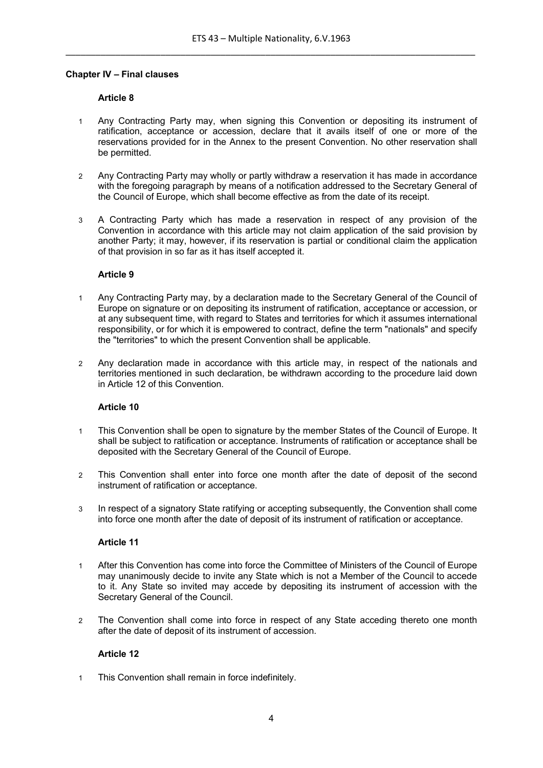## Chapter IV – Final clauses

### Article 8

1. Any Contracting Party may, when signing this Convention or depositing its instrument of ratification, acceptance or accession, declare that it avails itself of one or more of the reservations provided for in the Annex to the present Convention. No other reservation shall be permitted.

2. Any Contracting Party may wholly or partly withdraw a reservation it has made in accordance with the foregoing paragraph by means of a notification addressed to the Secretary General of the Council of Europe, which shall become effective as from the date of its receipt.

3. A Contracting Party which has made a reservation in respect of any provision of the Convention in accordance with this article may not claim application of the said provision by another Party; it may, however, if its reservation is partial or conditional claim the application of that provision in so far as it has itself accepted it.

### Article 9

1. Any Contracting Party may, by a declaration made to the Secretary General of the Council of Europe on signature or on depositing its instrument of ratification, acceptance or accession, or at any subsequent time, with regard to States and territories for which it assumes international responsibility, or for which it is empowered to contract, define the term "nationals" and specify the "territories" to which the present Convention shall be applicable.

2. Any declaration made in accordance with this article may, in respect of the nationals and territories mentioned in such declaration, be withdrawn according to the procedure laid down in Article 12 of this Convention.

### Article 10

1. This Convention shall be open to signature by the member States of the Council of Europe. It shall be subject to ratification or acceptance. Instruments of ratification or acceptance shall be deposited with the Secretary General of the Council of Europe.

2. This Convention shall enter into force one month after the date of deposit of the second instrument of ratification or acceptance.

3. In respect of a signatory State ratifying or accepting subsequently, the Convention shall come into force one month after the date of deposit of its instrument of ratification or acceptance.

### Article 11

1. After this Convention has come into force the Committee of Ministers of the Council of Europe may unanimously decide to invite any State which is not a Member of the Council to accede to it. Any State so invited may accede by depositing its instrument of accession with the Secretary General of the Council.

2. The Convention shall come into force in respect of any State acceding thereto one month after the date of deposit of its instrument of accession.

### Article 12

1. This Convention shall remain in force indefinitely.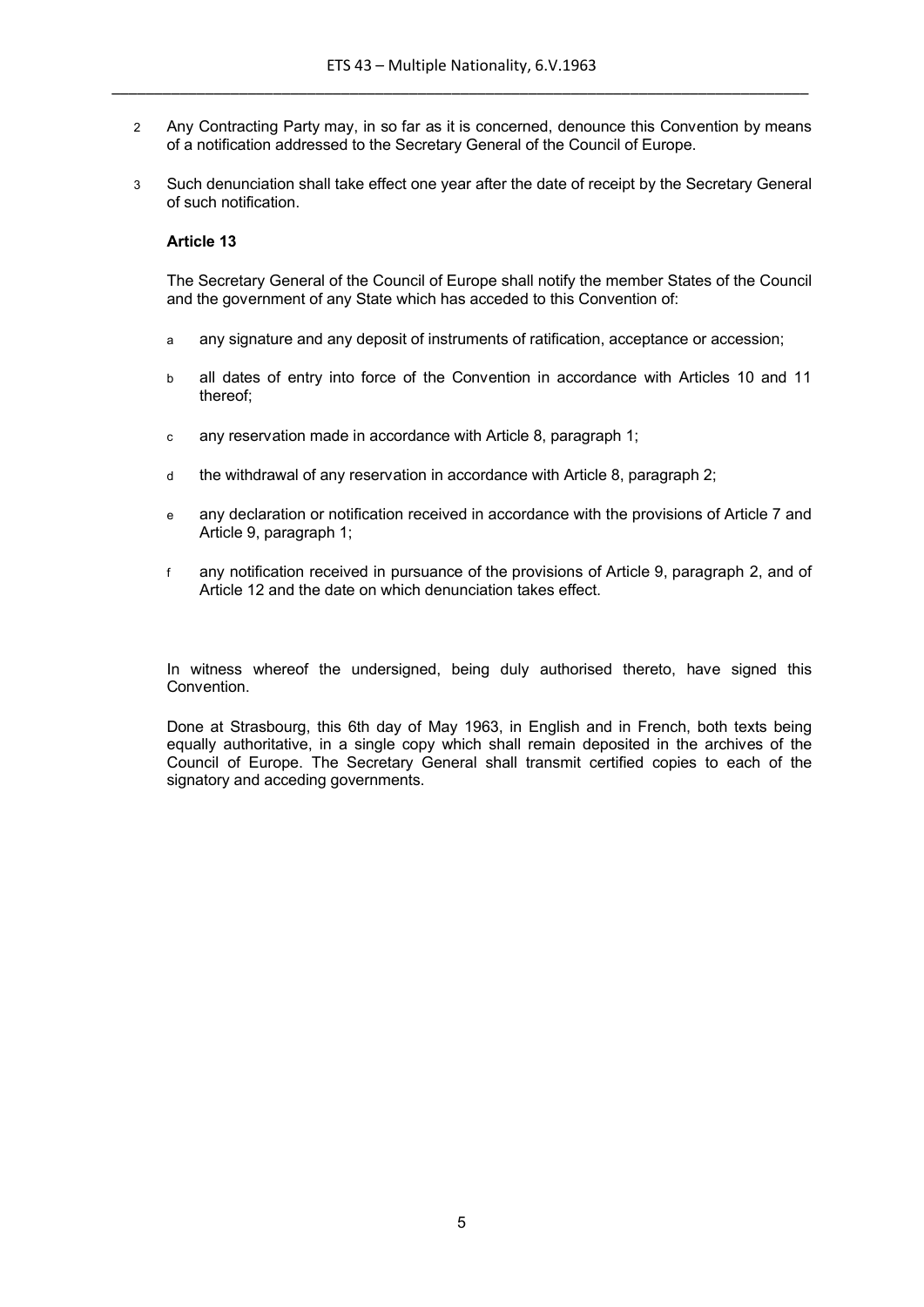2 Any Contracting Party may, in so far as it is concerned, denounce this Convention by means of a notification addressed to the Secretary General of the Council of Europe.

3 Such denunciation shall take effect one year after the date of receipt by the Secretary General of such notification.

**Article 13**

The Secretary General of the Council of Europe shall notify the member States of the Council and the government of any State which has acceded to this Convention of:

a any signature and any deposit of instruments of ratification, acceptance or accession;

b all dates of entry into force of the Convention in accordance with Articles 10 and 11 thereof;

c any reservation made in accordance with Article 8, paragraph 1;

d the withdrawal of any reservation in accordance with Article 8, paragraph 2;

e any declaration or notification received in accordance with the provisions of Article 7 and Article 9, paragraph 1;

f any notification received in pursuance of the provisions of Article 9, paragraph 2, and of Article 12 and the date on which denunciation takes effect.

In witness whereof the undersigned, being duly authorised thereto, have signed this Convention.

Done at Strasbourg, this 6th day of May 1963, in English and in French, both texts being equally authoritative, in a single copy which shall remain deposited in the archives of the Council of Europe. The Secretary General shall transmit certified copies to each of the signatory and acceding governments.